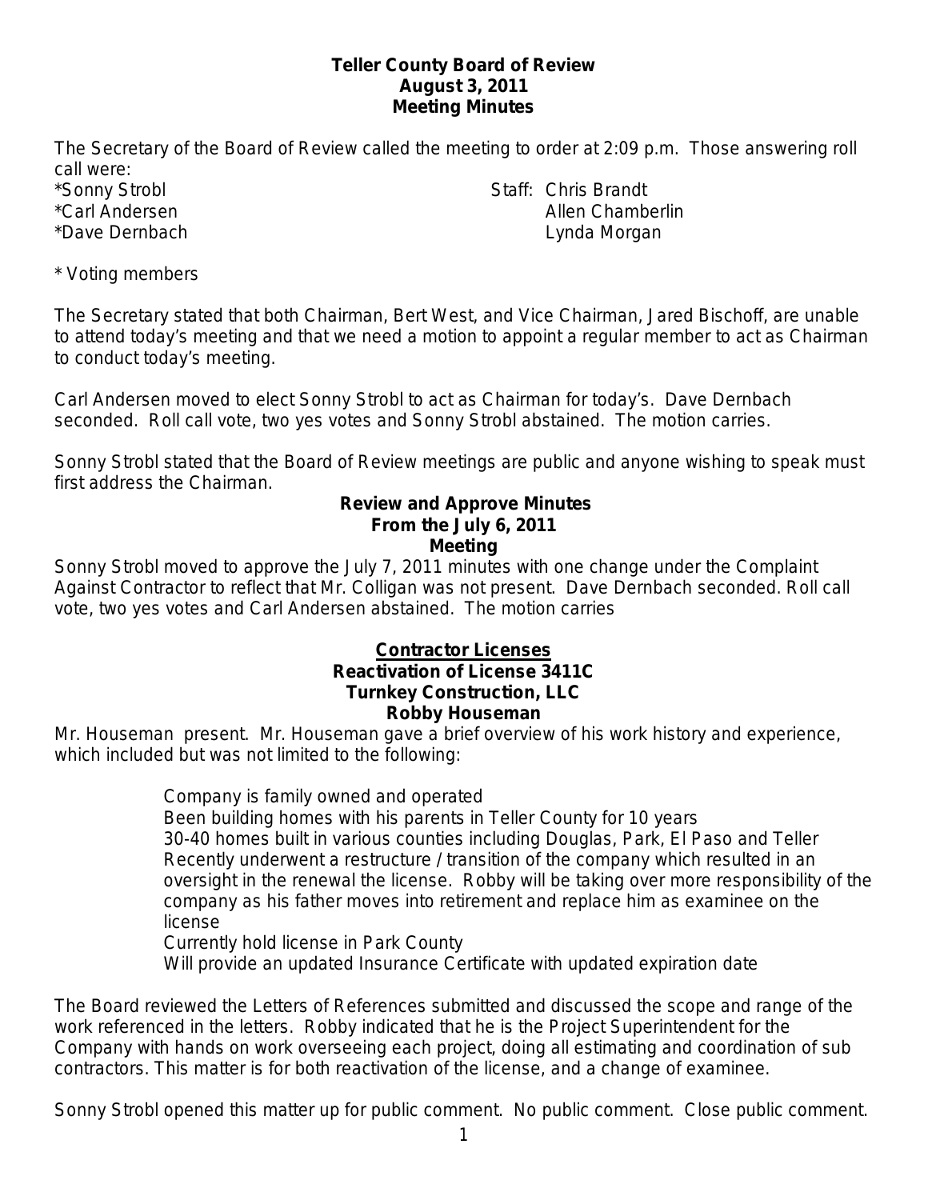**Teller County Board of Review**
**August 3, 2011**
**Meeting Minutes**

The Secretary of the Board of Review called the meeting to order at 2:09 p.m. Those answering roll call were:

*Sonny Strobl
*Carl Andersen
*Dave Dernbach

Staff: Chris Brandt
Allen Chamberlin
Lynda Morgan

* Voting members

The Secretary stated that both Chairman, Bert West, and Vice Chairman, Jared Bischoff, are unable to attend today's meeting and that we need a motion to appoint a regular member to act as Chairman to conduct today's meeting.

Carl Andersen moved to elect Sonny Strobl to act as Chairman for today's. Dave Dernbach seconded. Roll call vote, two yes votes and Sonny Strobl abstained. The motion carries.

Sonny Strobl stated that the Board of Review meetings are public and anyone wishing to speak must first address the Chairman.

**Review and Approve Minutes**
**From the July 6, 2011**
**Meeting**

Sonny Strobl moved to approve the July 7, 2011 minutes with one change under the Complaint Against Contractor to reflect that Mr. Colligan was not present. Dave Dernbach seconded. Roll call vote, two yes votes and Carl Andersen abstained. The motion carries

**Contractor Licenses**
**Reactivation of License 3411C**
**Turnkey Construction, LLC**
**Robby Houseman**

Mr. Houseman present. Mr. Houseman gave a brief overview of his work history and experience, which included but was not limited to the following:

Company is family owned and operated
Been building homes with his parents in Teller County for 10 years
30-40 homes built in various counties including Douglas, Park, El Paso and Teller
Recently underwent a restructure / transition of the company which resulted in an oversight in the renewal the license. Robby will be taking over more responsibility of the company as his father moves into retirement and replace him as examinee on the license
Currently hold license in Park County
Will provide an updated Insurance Certificate with updated expiration date

The Board reviewed the Letters of References submitted and discussed the scope and range of the work referenced in the letters. Robby indicated that he is the Project Superintendent for the Company with hands on work overseeing each project, doing all estimating and coordination of sub contractors. This matter is for both reactivation of the license, and a change of examinee.

Sonny Strobl opened this matter up for public comment. No public comment. Close public comment.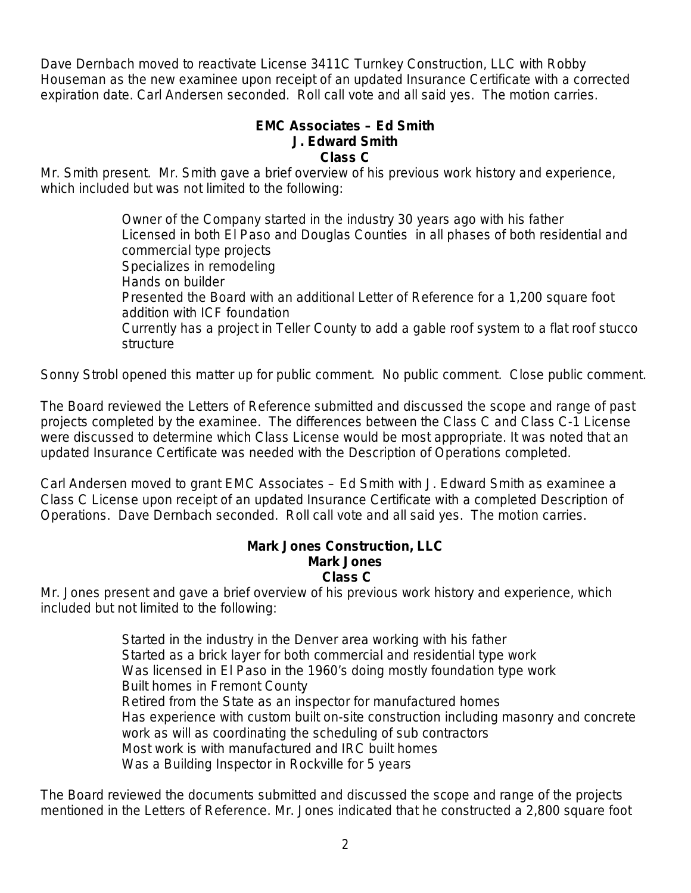Dave Dernbach moved to reactivate License 3411C Turnkey Construction, LLC with Robby Houseman as the new examinee upon receipt of an updated Insurance Certificate with a corrected expiration date. Carl Andersen seconded. Roll call vote and all said yes. The motion carries.

**EMC Associates – Ed Smith**
**J. Edward Smith**
**Class C**

Mr. Smith present. Mr. Smith gave a brief overview of his previous work history and experience, which included but was not limited to the following:

- Owner of the Company started in the industry 30 years ago with his father
- Licensed in both El Paso and Douglas Counties in all phases of both residential and commercial type projects
- Specializes in remodeling
- Hands on builder
- Presented the Board with an additional Letter of Reference for a 1,200 square foot addition with ICF foundation
- Currently has a project in Teller County to add a gable roof system to a flat roof stucco structure

Sonny Strobl opened this matter up for public comment. No public comment. Close public comment.

The Board reviewed the Letters of Reference submitted and discussed the scope and range of past projects completed by the examinee. The differences between the Class C and Class C-1 License were discussed to determine which Class License would be most appropriate. It was noted that an updated Insurance Certificate was needed with the Description of Operations completed.

Carl Andersen moved to grant EMC Associates – Ed Smith with J. Edward Smith as examinee a Class C License upon receipt of an updated Insurance Certificate with a completed Description of Operations. Dave Dernbach seconded. Roll call vote and all said yes. The motion carries.

**Mark Jones Construction, LLC**
**Mark Jones**
**Class C**

Mr. Jones present and gave a brief overview of his previous work history and experience, which included but not limited to the following:

- Started in the industry in the Denver area working with his father
- Started as a brick layer for both commercial and residential type work
- Was licensed in El Paso in the 1960's doing mostly foundation type work
- Built homes in Fremont County
- Retired from the State as an inspector for manufactured homes
- Has experience with custom built on-site construction including masonry and concrete work as will as coordinating the scheduling of sub contractors
- Most work is with manufactured and IRC built homes
- Was a Building Inspector in Rockville for 5 years

The Board reviewed the documents submitted and discussed the scope and range of the projects mentioned in the Letters of Reference. Mr. Jones indicated that he constructed a 2,800 square foot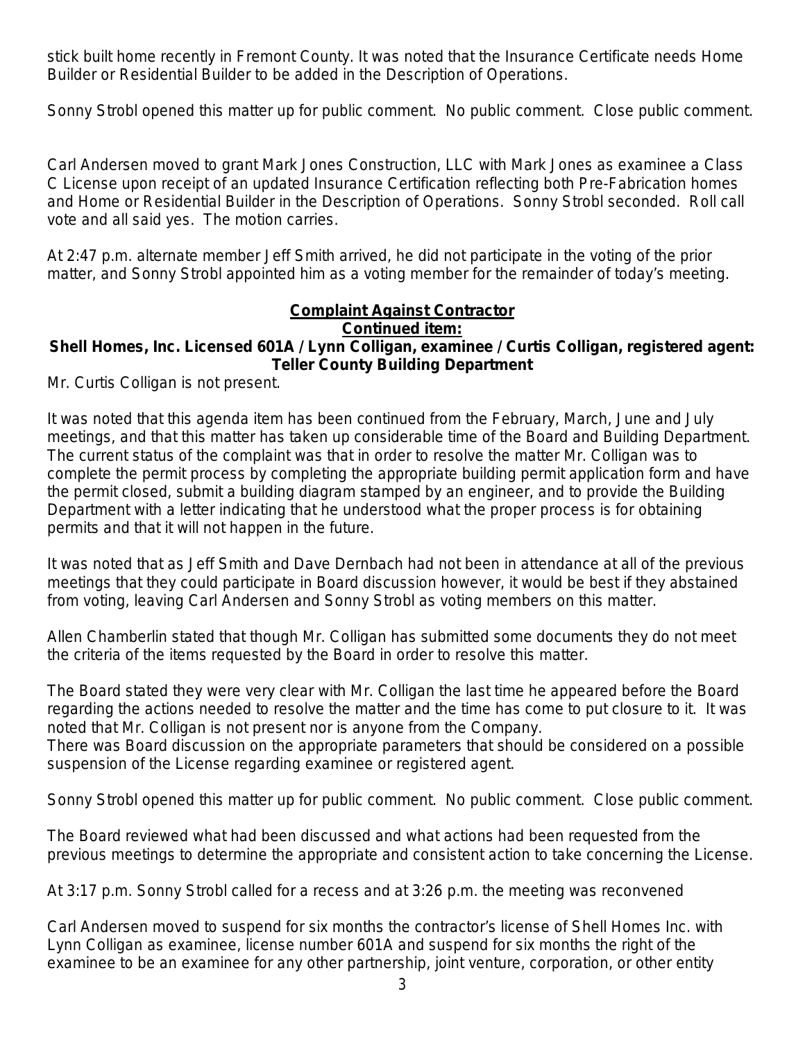stick built home recently in Fremont County. It was noted that the Insurance Certificate needs Home Builder or Residential Builder to be added in the Description of Operations.

Sonny Strobl opened this matter up for public comment. No public comment. Close public comment.

Carl Andersen moved to grant Mark Jones Construction, LLC with Mark Jones as examinee a Class C License upon receipt of an updated Insurance Certification reflecting both Pre-Fabrication homes and Home or Residential Builder in the Description of Operations. Sonny Strobl seconded. Roll call vote and all said yes. The motion carries.

At 2:47 p.m. alternate member Jeff Smith arrived, he did not participate in the voting of the prior matter, and Sonny Strobl appointed him as a voting member for the remainder of today's meeting.

**Complaint Against Contractor**

**Continued item:**

**Shell Homes, Inc. Licensed 601A / Lynn Colligan, examinee / Curtis Colligan, registered agent: Teller County Building Department**

Mr. Curtis Colligan is not present.

It was noted that this agenda item has been continued from the February, March, June and July meetings, and that this matter has taken up considerable time of the Board and Building Department. The current status of the complaint was that in order to resolve the matter Mr. Colligan was to complete the permit process by completing the appropriate building permit application form and have the permit closed, submit a building diagram stamped by an engineer, and to provide the Building Department with a letter indicating that he understood what the proper process is for obtaining permits and that it will not happen in the future.

It was noted that as Jeff Smith and Dave Dernbach had not been in attendance at all of the previous meetings that they could participate in Board discussion however, it would be best if they abstained from voting, leaving Carl Andersen and Sonny Strobl as voting members on this matter.

Allen Chamberlin stated that though Mr. Colligan has submitted some documents they do not meet the criteria of the items requested by the Board in order to resolve this matter.

The Board stated they were very clear with Mr. Colligan the last time he appeared before the Board regarding the actions needed to resolve the matter and the time has come to put closure to it. It was noted that Mr. Colligan is not present nor is anyone from the Company.
There was Board discussion on the appropriate parameters that should be considered on a possible suspension of the License regarding examinee or registered agent.

Sonny Strobl opened this matter up for public comment. No public comment. Close public comment.

The Board reviewed what had been discussed and what actions had been requested from the previous meetings to determine the appropriate and consistent action to take concerning the License.

At 3:17 p.m. Sonny Strobl called for a recess and at 3:26 p.m. the meeting was reconvened

Carl Andersen moved to suspend for six months the contractor's license of Shell Homes Inc. with Lynn Colligan as examinee, license number 601A and suspend for six months the right of the examinee to be an examinee for any other partnership, joint venture, corporation, or other entity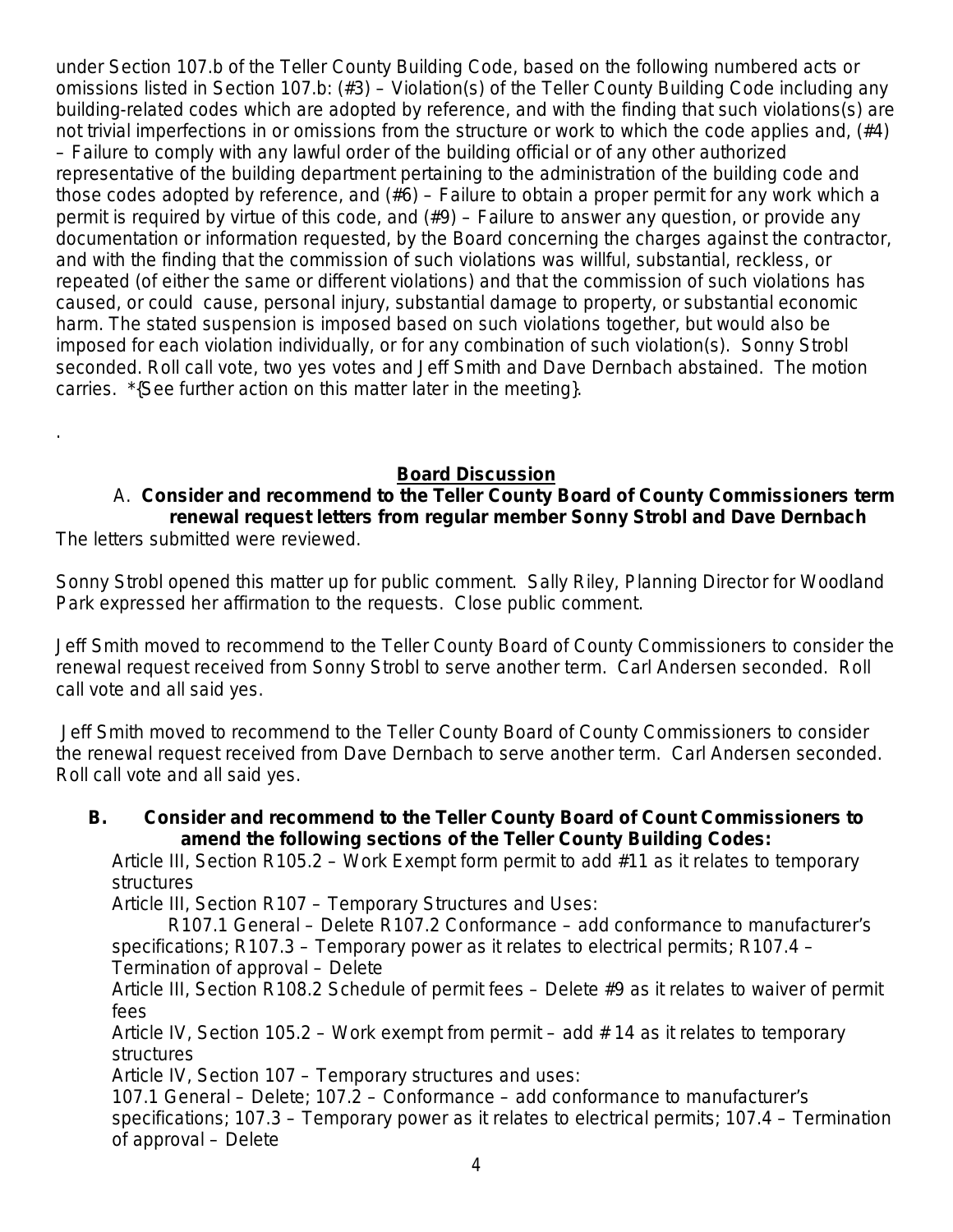under Section 107.b of the Teller County Building Code, based on the following numbered acts or omissions listed in Section 107.b: (#3) – Violation(s) of the Teller County Building Code including any building-related codes which are adopted by reference, and with the finding that such violations(s) are not trivial imperfections in or omissions from the structure or work to which the code applies and, (#4) – Failure to comply with any lawful order of the building official or of any other authorized representative of the building department pertaining to the administration of the building code and those codes adopted by reference, and (#6) – Failure to obtain a proper permit for any work which a permit is required by virtue of this code, and (#9) – Failure to answer any question, or provide any documentation or information requested, by the Board concerning the charges against the contractor, and with the finding that the commission of such violations was willful, substantial, reckless, or repeated (of either the same or different violations) and that the commission of such violations has caused, or could cause, personal injury, substantial damage to property, or substantial economic harm. The stated suspension is imposed based on such violations together, but would also be imposed for each violation individually, or for any combination of such violation(s). Sonny Strobl seconded. Roll call vote, two yes votes and Jeff Smith and Dave Dernbach abstained. The motion carries. *{See further action on this matter later in the meeting}.

.

## Board Discussion

**A. Consider and recommend to the Teller County Board of County Commissioners term renewal request letters from regular member Sonny Strobl and Dave Dernbach**

The letters submitted were reviewed.

Sonny Strobl opened this matter up for public comment. Sally Riley, Planning Director for Woodland Park expressed her affirmation to the requests. Close public comment.

Jeff Smith moved to recommend to the Teller County Board of County Commissioners to consider the renewal request received from Sonny Strobl to serve another term. Carl Andersen seconded. Roll call vote and all said yes.

Jeff Smith moved to recommend to the Teller County Board of County Commissioners to consider the renewal request received from Dave Dernbach to serve another term. Carl Andersen seconded. Roll call vote and all said yes.

**B. Consider and recommend to the Teller County Board of Count Commissioners to amend the following sections of the Teller County Building Codes:**

Article III, Section R105.2 – Work Exempt form permit to add #11 as it relates to temporary structures

Article III, Section R107 – Temporary Structures and Uses:

R107.1 General – Delete R107.2 Conformance – add conformance to manufacturer's specifications; R107.3 – Temporary power as it relates to electrical permits; R107.4 – Termination of approval – Delete

Article III, Section R108.2 Schedule of permit fees – Delete #9 as it relates to waiver of permit fees

Article IV, Section 105.2 – Work exempt from permit – add # 14 as it relates to temporary structures

Article IV, Section 107 – Temporary structures and uses:

107.1 General – Delete; 107.2 – Conformance – add conformance to manufacturer's specifications; 107.3 – Temporary power as it relates to electrical permits; 107.4 – Termination of approval – Delete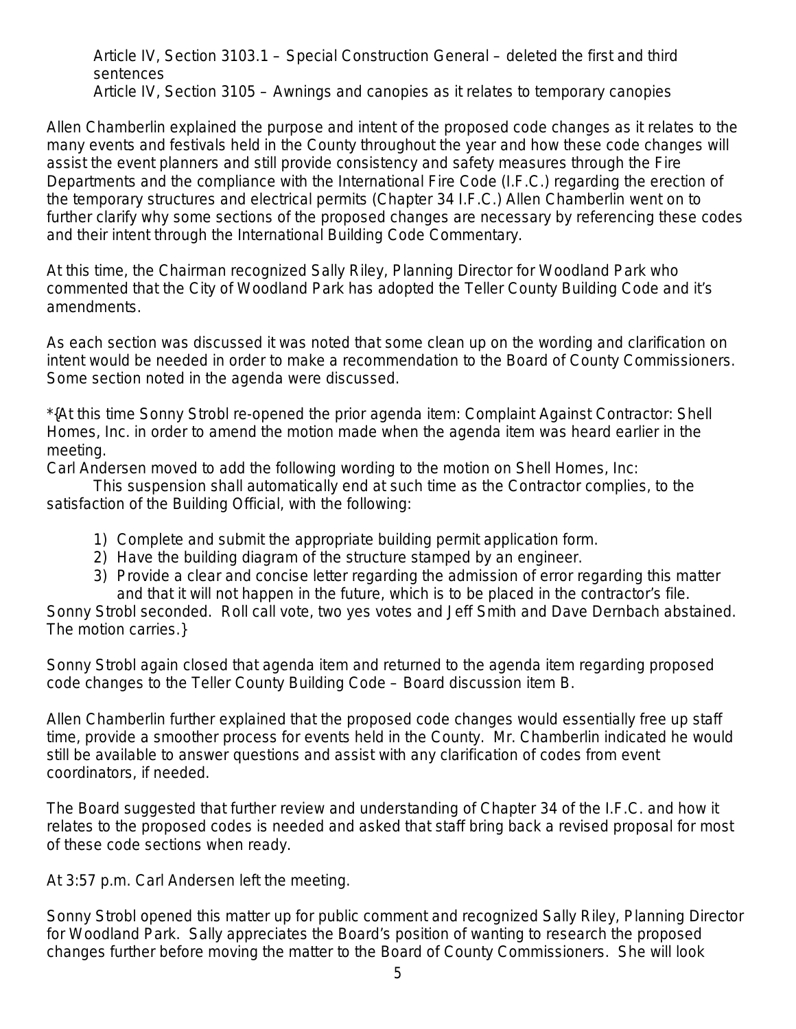Article IV, Section 3103.1 – Special Construction General – deleted the first and third sentences
Article IV, Section 3105 – Awnings and canopies as it relates to temporary canopies

Allen Chamberlin explained the purpose and intent of the proposed code changes as it relates to the many events and festivals held in the County throughout the year and how these code changes will assist the event planners and still provide consistency and safety measures through the Fire Departments and the compliance with the International Fire Code (I.F.C.) regarding the erection of the temporary structures and electrical permits (Chapter 34 I.F.C.) Allen Chamberlin went on to further clarify why some sections of the proposed changes are necessary by referencing these codes and their intent through the International Building Code Commentary.

At this time, the Chairman recognized Sally Riley, Planning Director for Woodland Park who commented that the City of Woodland Park has adopted the Teller County Building Code and it's amendments.

As each section was discussed it was noted that some clean up on the wording and clarification on intent would be needed in order to make a recommendation to the Board of County Commissioners. Some section noted in the agenda were discussed.

*{At this time Sonny Strobl re-opened the prior agenda item: Complaint Against Contractor: Shell Homes, Inc. in order to amend the motion made when the agenda item was heard earlier in the meeting.
Carl Andersen moved to add the following wording to the motion on Shell Homes, Inc:
This suspension shall automatically end at such time as the Contractor complies, to the satisfaction of the Building Official, with the following:

1) Complete and submit the appropriate building permit application form.
2) Have the building diagram of the structure stamped by an engineer.
3) Provide a clear and concise letter regarding the admission of error regarding this matter and that it will not happen in the future, which is to be placed in the contractor's file.

Sonny Strobl seconded. Roll call vote, two yes votes and Jeff Smith and Dave Dernbach abstained. The motion carries.}

Sonny Strobl again closed that agenda item and returned to the agenda item regarding proposed code changes to the Teller County Building Code – Board discussion item B.

Allen Chamberlin further explained that the proposed code changes would essentially free up staff time, provide a smoother process for events held in the County. Mr. Chamberlin indicated he would still be available to answer questions and assist with any clarification of codes from event coordinators, if needed.

The Board suggested that further review and understanding of Chapter 34 of the I.F.C. and how it relates to the proposed codes is needed and asked that staff bring back a revised proposal for most of these code sections when ready.

At 3:57 p.m. Carl Andersen left the meeting.

Sonny Strobl opened this matter up for public comment and recognized Sally Riley, Planning Director for Woodland Park. Sally appreciates the Board's position of wanting to research the proposed changes further before moving the matter to the Board of County Commissioners. She will look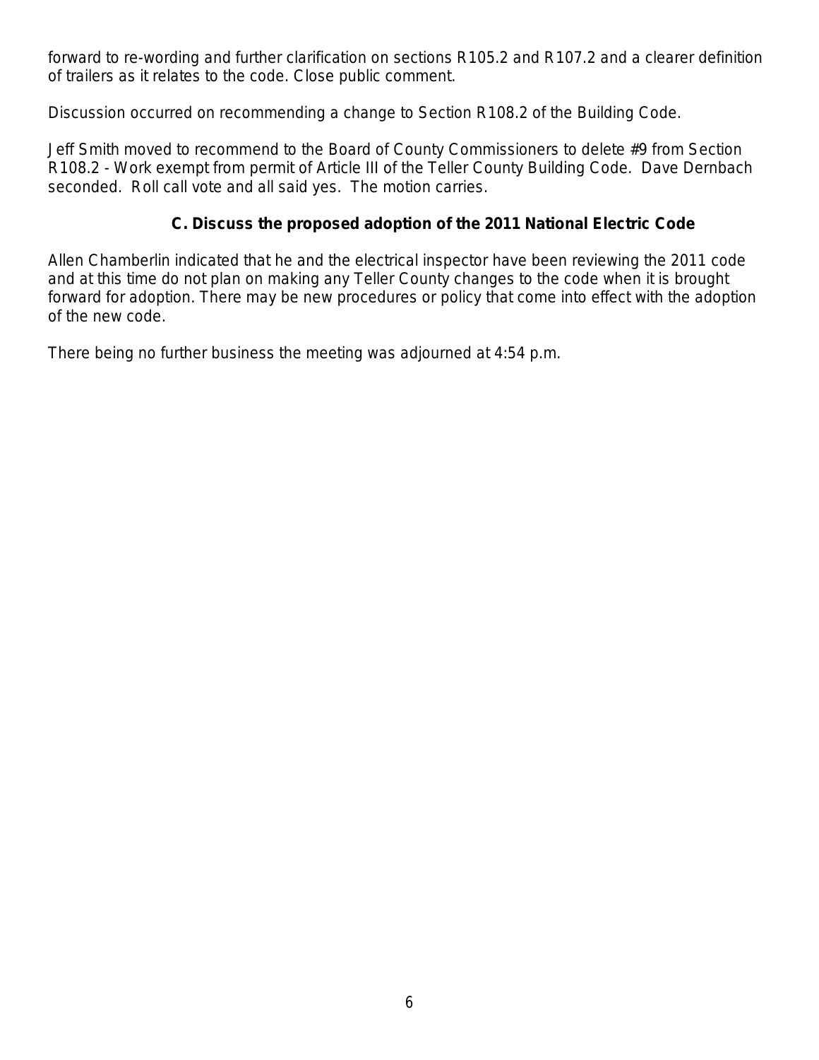forward to re-wording and further clarification on sections R105.2 and R107.2 and a clearer definition of trailers as it relates to the code. Close public comment.

Discussion occurred on recommending a change to Section R108.2 of the Building Code.

Jeff Smith moved to recommend to the Board of County Commissioners to delete #9 from Section R108.2 - Work exempt from permit of Article III of the Teller County Building Code. Dave Dernbach seconded. Roll call vote and all said yes. The motion carries.

### C. Discuss the proposed adoption of the 2011 National Electric Code

Allen Chamberlin indicated that he and the electrical inspector have been reviewing the 2011 code and at this time do not plan on making any Teller County changes to the code when it is brought forward for adoption. There may be new procedures or policy that come into effect with the adoption of the new code.

There being no further business the meeting was adjourned at 4:54 p.m.